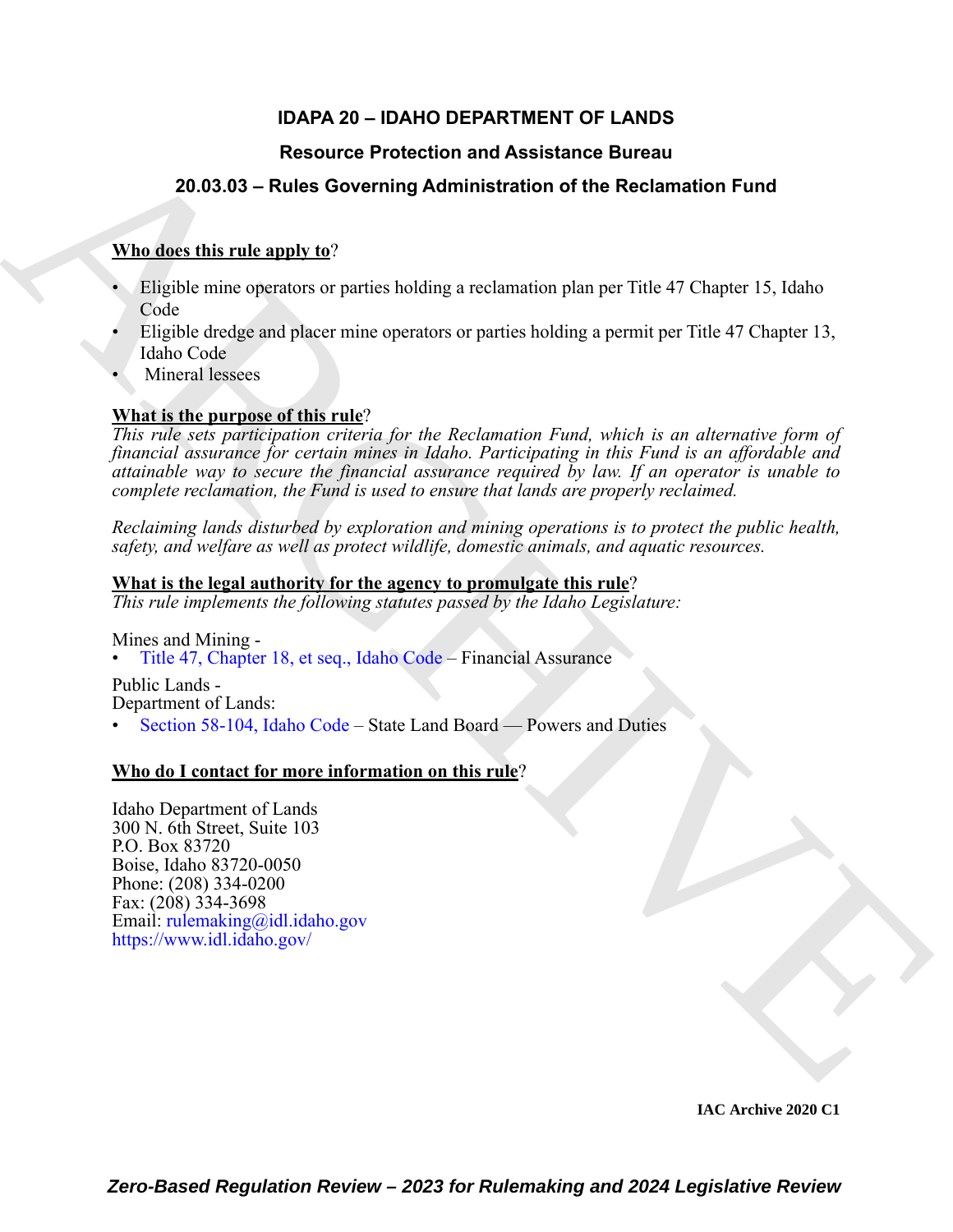# IDAPA 20 – IDAHO DEPARTMENT OF LANDS

## Resource Protection and Assistance Bureau

## 20.03.03 – Rules Governing Administration of the Reclamation Fund

**Who does this rule apply to**?

- Eligible mine operators or parties holding a reclamation plan per Title 47 Chapter 15, Idaho Code
- Eligible dredge and placer mine operators or parties holding a permit per Title 47 Chapter 13, Idaho Code
- Mineral lessees

**What is the purpose of this rule**?

*This rule sets participation criteria for the Reclamation Fund, which is an alternative form of financial assurance for certain mines in Idaho. Participating in this Fund is an affordable and attainable way to secure the financial assurance required by law. If an operator is unable to complete reclamation, the Fund is used to ensure that lands are properly reclaimed.*

*Reclaiming lands disturbed by exploration and mining operations is to protect the public health, safety, and welfare as well as protect wildlife, domestic animals, and aquatic resources.*

**What is the legal authority for the agency to promulgate this rule**?

*This rule implements the following statutes passed by the Idaho Legislature:*

Mines and Mining -

- Title 47, Chapter 18, et seq., Idaho Code – Financial Assurance

Public Lands -
Department of Lands:

- Section 58-104, Idaho Code – State Land Board — Powers and Duties

**Who do I contact for more information on this rule**?

Idaho Department of Lands
300 N. 6th Street, Suite 103
P.O. Box 83720
Boise, Idaho 83720-0050
Phone: (208) 334-0200
Fax: (208) 334-3698
Email: rulemaking@idl.idaho.gov
https://www.idl.idaho.gov/

IAC Archive 2020 C1

*Zero-Based Regulation Review – 2023 for Rulemaking and 2024 Legislative Review*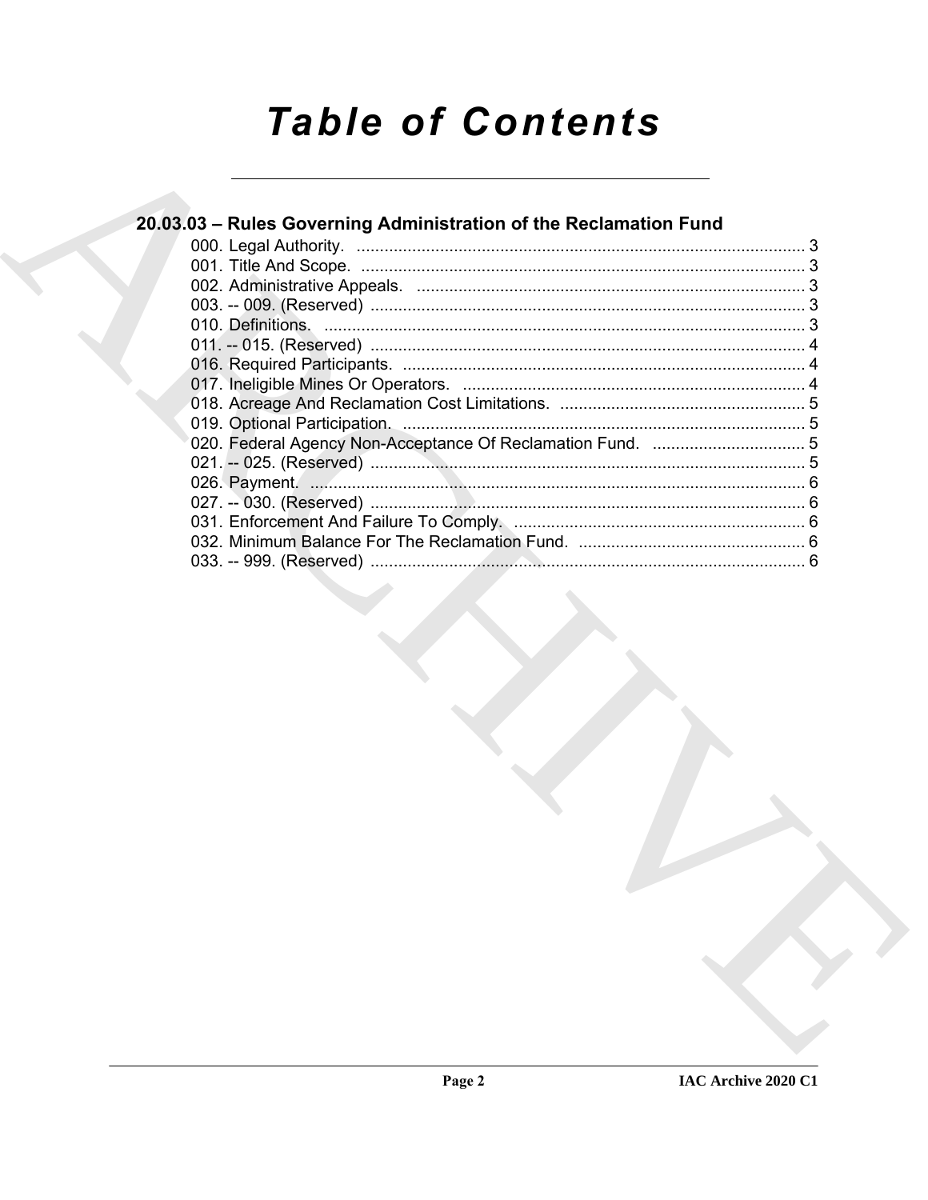# Table of Contents

## 20.03.03 – Rules Governing Administration of the Reclamation Fund

000. Legal Authority. ........................................................................................ 3
001. Title And Scope. ........................................................................................ 3
002. Administrative Appeals. ........................................................................... 3
003. -- 009. (Reserved) ..................................................................................... 3
010. Definitions. ............................................................................................... 3
011. -- 015. (Reserved) ..................................................................................... 4
016. Required Participants. .............................................................................. 4
017. Ineligible Mines Or Operators. ................................................................. 4
018. Acreage And Reclamation Cost Limitations. ............................................ 5
019. Optional Participation. .............................................................................. 5
020. Federal Agency Non-Acceptance Of Reclamation Fund. .......................... 5
021. -- 025. (Reserved) ..................................................................................... 5
026. Payment. .................................................................................................. 6
027. -- 030. (Reserved) ..................................................................................... 6
031. Enforcement And Failure To Comply. ....................................................... 6
032. Minimum Balance For The Reclamation Fund. ......................................... 6
033. -- 999. (Reserved) ..................................................................................... 6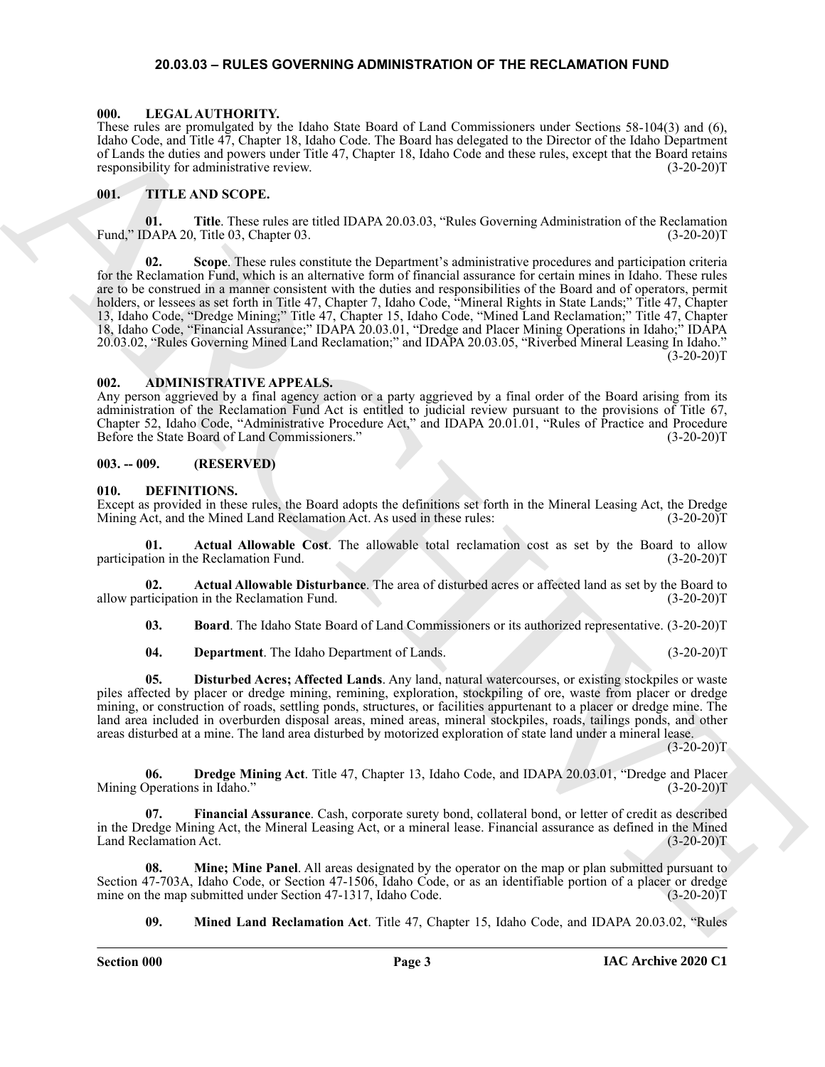## 20.03.03 – RULES GOVERNING ADMINISTRATION OF THE RECLAMATION FUND

### 000. LEGAL AUTHORITY.

These rules are promulgated by the Idaho State Board of Land Commissioners under Sections 58-104(3) and (6), Idaho Code, and Title 47, Chapter 18, Idaho Code. The Board has delegated to the Director of the Idaho Department of Lands the duties and powers under Title 47, Chapter 18, Idaho Code and these rules, except that the Board retains responsibility for administrative review. (3-20-20)T

### 001. TITLE AND SCOPE.

**01. Title**. These rules are titled IDAPA 20.03.03, "Rules Governing Administration of the Reclamation Fund," IDAPA 20, Title 03, Chapter 03. (3-20-20)T

**02. Scope**. These rules constitute the Department's administrative procedures and participation criteria for the Reclamation Fund, which is an alternative form of financial assurance for certain mines in Idaho. These rules are to be construed in a manner consistent with the duties and responsibilities of the Board and of operators, permit holders, or lessees as set forth in Title 47, Chapter 7, Idaho Code, "Mineral Rights in State Lands;" Title 47, Chapter 13, Idaho Code, "Dredge Mining;" Title 47, Chapter 15, Idaho Code, "Mined Land Reclamation;" Title 47, Chapter 18, Idaho Code, "Financial Assurance;" IDAPA 20.03.01, "Dredge and Placer Mining Operations in Idaho;" IDAPA 20.03.02, "Rules Governing Mined Land Reclamation;" and IDAPA 20.03.05, "Riverbed Mineral Leasing In Idaho." (3-20-20)T

### 002. ADMINISTRATIVE APPEALS.

Any person aggrieved by a final agency action or a party aggrieved by a final order of the Board arising from its administration of the Reclamation Fund Act is entitled to judicial review pursuant to the provisions of Title 67, Chapter 52, Idaho Code, "Administrative Procedure Act," and IDAPA 20.01.01, "Rules of Practice and Procedure Before the State Board of Land Commissioners." (3-20-20)T

### 003. -- 009. (RESERVED)

### 010. DEFINITIONS.

Except as provided in these rules, the Board adopts the definitions set forth in the Mineral Leasing Act, the Dredge Mining Act, and the Mined Land Reclamation Act. As used in these rules: (3-20-20)T

**01. Actual Allowable Cost**. The allowable total reclamation cost as set by the Board to allow participation in the Reclamation Fund. (3-20-20)T

**02. Actual Allowable Disturbance**. The area of disturbed acres or affected land as set by the Board to allow participation in the Reclamation Fund. (3-20-20)T

**03. Board**. The Idaho State Board of Land Commissioners or its authorized representative. (3-20-20)T

**04. Department**. The Idaho Department of Lands. (3-20-20)T

**05. Disturbed Acres; Affected Lands**. Any land, natural watercourses, or existing stockpiles or waste piles affected by placer or dredge mining, remining, exploration, stockpiling of ore, waste from placer or dredge mining, or construction of roads, settling ponds, structures, or facilities appurtenant to a placer or dredge mine. The land area included in overburden disposal areas, mined areas, mineral stockpiles, roads, tailings ponds, and other areas disturbed at a mine. The land area disturbed by motorized exploration of state land under a mineral lease. (3-20-20)T

**06. Dredge Mining Act**. Title 47, Chapter 13, Idaho Code, and IDAPA 20.03.01, "Dredge and Placer Mining Operations in Idaho." (3-20-20)T

**07. Financial Assurance**. Cash, corporate surety bond, collateral bond, or letter of credit as described in the Dredge Mining Act, the Mineral Leasing Act, or a mineral lease. Financial assurance as defined in the Mined Land Reclamation Act. (3-20-20)T

**08. Mine; Mine Panel**. All areas designated by the operator on the map or plan submitted pursuant to Section 47-703A, Idaho Code, or Section 47-1506, Idaho Code, or as an identifiable portion of a placer or dredge mine on the map submitted under Section 47-1317, Idaho Code. (3-20-20)T

**09. Mined Land Reclamation Act**. Title 47, Chapter 15, Idaho Code, and IDAPA 20.03.02, "Rules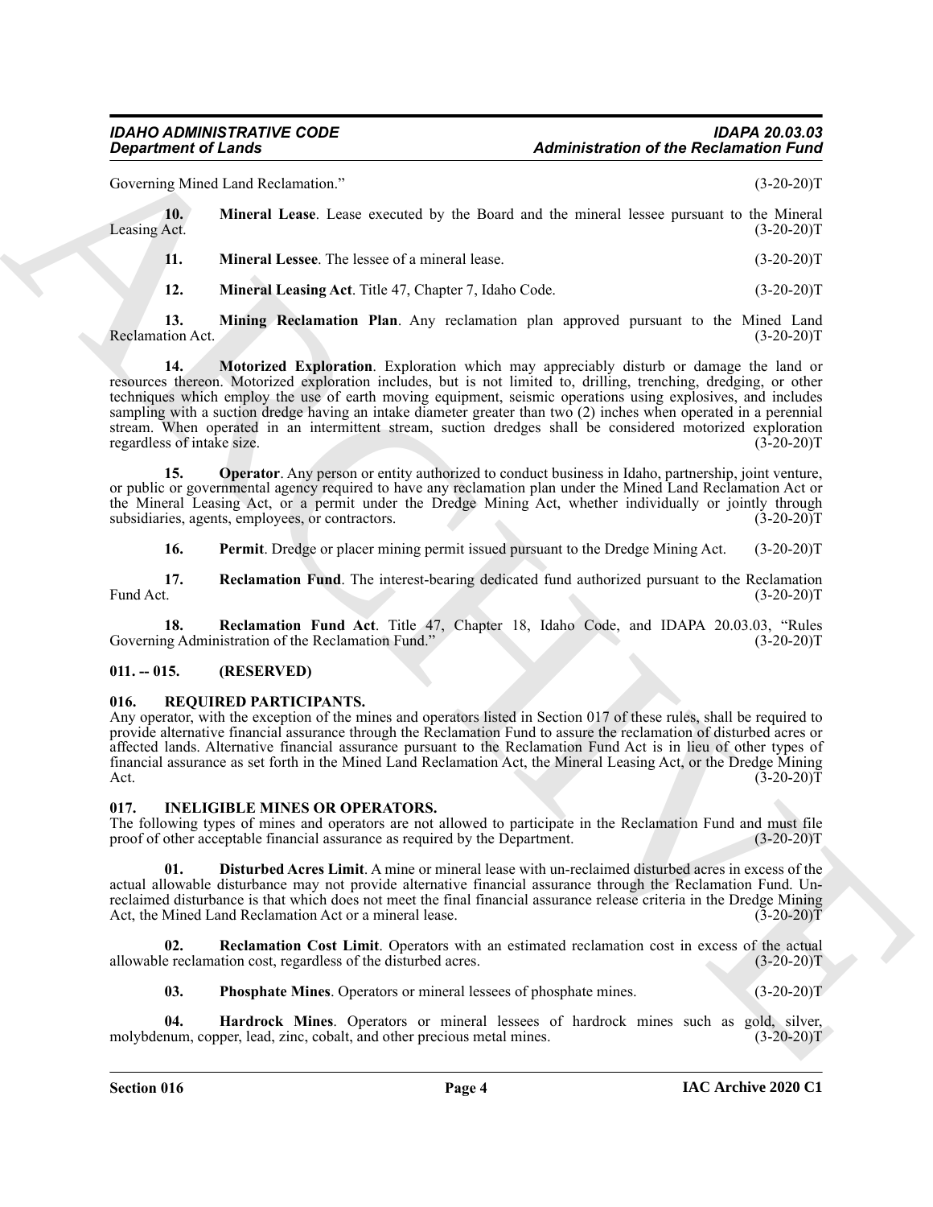Governing Mined Land Reclamation." (3-20-20)T

**10. Mineral Lease**. Lease executed by the Board and the mineral lessee pursuant to the Mineral Leasing Act. (3-20-20)T

**11. Mineral Lessee**. The lessee of a mineral lease. (3-20-20)T

**12. Mineral Leasing Act**. Title 47, Chapter 7, Idaho Code. (3-20-20)T

**13. Mining Reclamation Plan**. Any reclamation plan approved pursuant to the Mined Land Reclamation Act. (3-20-20)T

**14. Motorized Exploration**. Exploration which may appreciably disturb or damage the land or resources thereon. Motorized exploration includes, but is not limited to, drilling, trenching, dredging, or other techniques which employ the use of earth moving equipment, seismic operations using explosives, and includes sampling with a suction dredge having an intake diameter greater than two (2) inches when operated in a perennial stream. When operated in an intermittent stream, suction dredges shall be considered motorized exploration regardless of intake size. (3-20-20)T

**15. Operator**. Any person or entity authorized to conduct business in Idaho, partnership, joint venture, or public or governmental agency required to have any reclamation plan under the Mined Land Reclamation Act or the Mineral Leasing Act, or a permit under the Dredge Mining Act, whether individually or jointly through subsidiaries, agents, employees, or contractors. (3-20-20)T

**16. Permit**. Dredge or placer mining permit issued pursuant to the Dredge Mining Act. (3-20-20)T

**17. Reclamation Fund**. The interest-bearing dedicated fund authorized pursuant to the Reclamation Fund Act. (3-20-20)T

**18. Reclamation Fund Act**. Title 47, Chapter 18, Idaho Code, and IDAPA 20.03.03, "Rules Governing Administration of the Reclamation Fund." (3-20-20)T

## 011. -- 015. (RESERVED)

## 016. REQUIRED PARTICIPANTS.

Any operator, with the exception of the mines and operators listed in Section 017 of these rules, shall be required to provide alternative financial assurance through the Reclamation Fund to assure the reclamation of disturbed acres or affected lands. Alternative financial assurance pursuant to the Reclamation Fund Act is in lieu of other types of financial assurance as set forth in the Mined Land Reclamation Act, the Mineral Leasing Act, or the Dredge Mining Act. (3-20-20)T

## 017. INELIGIBLE MINES OR OPERATORS.

The following types of mines and operators are not allowed to participate in the Reclamation Fund and must file proof of other acceptable financial assurance as required by the Department. (3-20-20)T

**01. Disturbed Acres Limit**. A mine or mineral lease with un-reclaimed disturbed acres in excess of the actual allowable disturbance may not provide alternative financial assurance through the Reclamation Fund. Un-reclaimed disturbance is that which does not meet the final financial assurance release criteria in the Dredge Mining Act, the Mined Land Reclamation Act or a mineral lease. (3-20-20)T

**02. Reclamation Cost Limit**. Operators with an estimated reclamation cost in excess of the actual allowable reclamation cost, regardless of the disturbed acres. (3-20-20)T

**03. Phosphate Mines**. Operators or mineral lessees of phosphate mines. (3-20-20)T

**04. Hardrock Mines**. Operators or mineral lessees of hardrock mines such as gold, silver, molybdenum, copper, lead, zinc, cobalt, and other precious metal mines. (3-20-20)T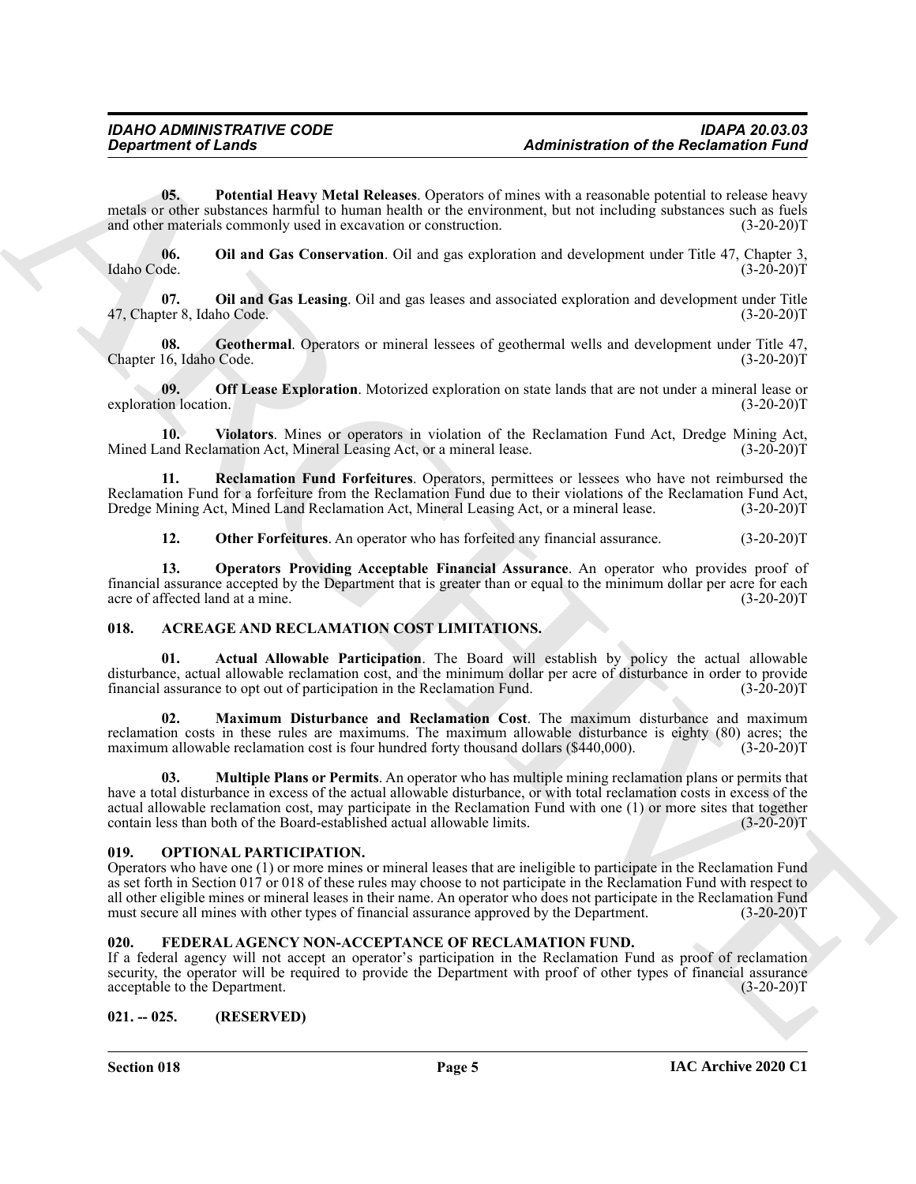**05. Potential Heavy Metal Releases**. Operators of mines with a reasonable potential to release heavy metals or other substances harmful to human health or the environment, but not including substances such as fuels and other materials commonly used in excavation or construction. (3-20-20)T

**06. Oil and Gas Conservation**. Oil and gas exploration and development under Title 47, Chapter 3, Idaho Code. (3-20-20)T

**07. Oil and Gas Leasing**. Oil and gas leases and associated exploration and development under Title 47, Chapter 8, Idaho Code. (3-20-20)T

**08. Geothermal**. Operators or mineral lessees of geothermal wells and development under Title 47, Chapter 16, Idaho Code. (3-20-20)T

**09. Off Lease Exploration**. Motorized exploration on state lands that are not under a mineral lease or exploration location. (3-20-20)T

**10. Violators**. Mines or operators in violation of the Reclamation Fund Act, Dredge Mining Act, Mined Land Reclamation Act, Mineral Leasing Act, or a mineral lease. (3-20-20)T

**11. Reclamation Fund Forfeitures**. Operators, permittees or lessees who have not reimbursed the Reclamation Fund for a forfeiture from the Reclamation Fund due to their violations of the Reclamation Fund Act, Dredge Mining Act, Mined Land Reclamation Act, Mineral Leasing Act, or a mineral lease. (3-20-20)T

**12. Other Forfeitures**. An operator who has forfeited any financial assurance. (3-20-20)T

**13. Operators Providing Acceptable Financial Assurance**. An operator who provides proof of financial assurance accepted by the Department that is greater than or equal to the minimum dollar per acre for each acre of affected land at a mine. (3-20-20)T

## 018. ACREAGE AND RECLAMATION COST LIMITATIONS.

**01. Actual Allowable Participation**. The Board will establish by policy the actual allowable disturbance, actual allowable reclamation cost, and the minimum dollar per acre of disturbance in order to provide financial assurance to opt out of participation in the Reclamation Fund. (3-20-20)T

**02. Maximum Disturbance and Reclamation Cost**. The maximum disturbance and maximum reclamation costs in these rules are maximums. The maximum allowable disturbance is eighty (80) acres; the maximum allowable reclamation cost is four hundred forty thousand dollars ($440,000). (3-20-20)T

**03. Multiple Plans or Permits**. An operator who has multiple mining reclamation plans or permits that have a total disturbance in excess of the actual allowable disturbance, or with total reclamation costs in excess of the actual allowable reclamation cost, may participate in the Reclamation Fund with one (1) or more sites that together contain less than both of the Board-established actual allowable limits. (3-20-20)T

## 019. OPTIONAL PARTICIPATION.

Operators who have one (1) or more mines or mineral leases that are ineligible to participate in the Reclamation Fund as set forth in Section 017 or 018 of these rules may choose to not participate in the Reclamation Fund with respect to all other eligible mines or mineral leases in their name. An operator who does not participate in the Reclamation Fund must secure all mines with other types of financial assurance approved by the Department. (3-20-20)T

## 020. FEDERAL AGENCY NON-ACCEPTANCE OF RECLAMATION FUND.

If a federal agency will not accept an operator's participation in the Reclamation Fund as proof of reclamation security, the operator will be required to provide the Department with proof of other types of financial assurance acceptable to the Department. (3-20-20)T

## 021. -- 025. (RESERVED)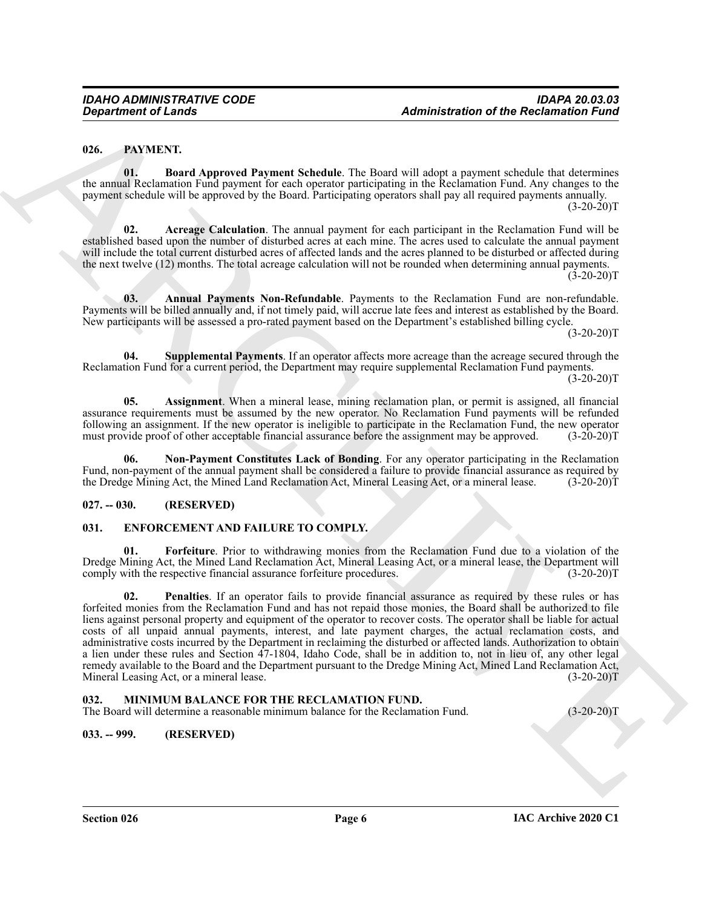## 026. PAYMENT.

**01. Board Approved Payment Schedule**. The Board will adopt a payment schedule that determines the annual Reclamation Fund payment for each operator participating in the Reclamation Fund. Any changes to the payment schedule will be approved by the Board. Participating operators shall pay all required payments annually. (3-20-20)T

**02. Acreage Calculation**. The annual payment for each participant in the Reclamation Fund will be established based upon the number of disturbed acres at each mine. The acres used to calculate the annual payment will include the total current disturbed acres of affected lands and the acres planned to be disturbed or affected during the next twelve (12) months. The total acreage calculation will not be rounded when determining annual payments. (3-20-20)T

**03. Annual Payments Non-Refundable**. Payments to the Reclamation Fund are non-refundable. Payments will be billed annually and, if not timely paid, will accrue late fees and interest as established by the Board. New participants will be assessed a pro-rated payment based on the Department's established billing cycle. (3-20-20)T

**04. Supplemental Payments**. If an operator affects more acreage than the acreage secured through the Reclamation Fund for a current period, the Department may require supplemental Reclamation Fund payments. (3-20-20)T

**05. Assignment**. When a mineral lease, mining reclamation plan, or permit is assigned, all financial assurance requirements must be assumed by the new operator. No Reclamation Fund payments will be refunded following an assignment. If the new operator is ineligible to participate in the Reclamation Fund, the new operator must provide proof of other acceptable financial assurance before the assignment may be approved. (3-20-20)T

**06. Non-Payment Constitutes Lack of Bonding**. For any operator participating in the Reclamation Fund, non-payment of the annual payment shall be considered a failure to provide financial assurance as required by the Dredge Mining Act, the Mined Land Reclamation Act, Mineral Leasing Act, or a mineral lease. (3-20-20)T

## 027. -- 030. (RESERVED)

## 031. ENFORCEMENT AND FAILURE TO COMPLY.

**01. Forfeiture**. Prior to withdrawing monies from the Reclamation Fund due to a violation of the Dredge Mining Act, the Mined Land Reclamation Act, Mineral Leasing Act, or a mineral lease, the Department will comply with the respective financial assurance forfeiture procedures. (3-20-20)T

**02. Penalties**. If an operator fails to provide financial assurance as required by these rules or has forfeited monies from the Reclamation Fund and has not repaid those monies, the Board shall be authorized to file liens against personal property and equipment of the operator to recover costs. The operator shall be liable for actual costs of all unpaid annual payments, interest, and late payment charges, the actual reclamation costs, and administrative costs incurred by the Department in reclaiming the disturbed or affected lands. Authorization to obtain a lien under these rules and Section 47-1804, Idaho Code, shall be in addition to, not in lieu of, any other legal remedy available to the Board and the Department pursuant to the Dredge Mining Act, Mined Land Reclamation Act, Mineral Leasing Act, or a mineral lease. (3-20-20)T

## 032. MINIMUM BALANCE FOR THE RECLAMATION FUND.

The Board will determine a reasonable minimum balance for the Reclamation Fund. (3-20-20)T

## 033. -- 999. (RESERVED)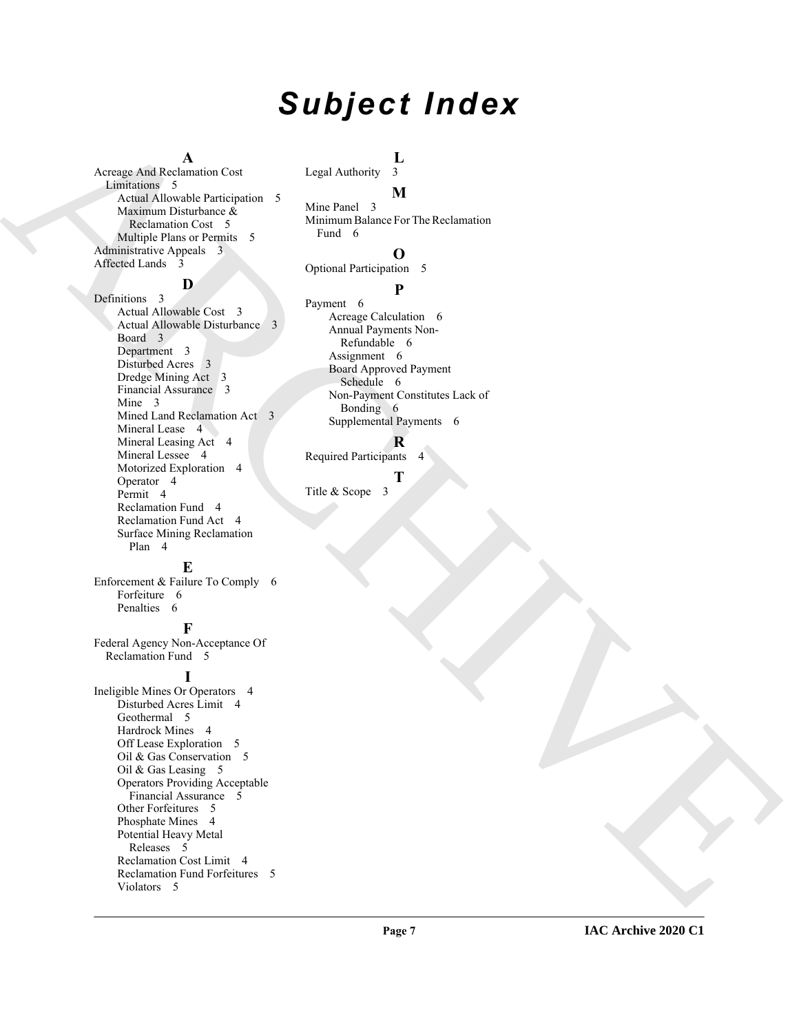# *Subject Index*

**A**

Acreage And Reclamation Cost Limitations 5
- Actual Allowable Participation 5
- Maximum Disturbance & Reclamation Cost 5
- Multiple Plans or Permits 5

Administrative Appeals 3
Affected Lands 3

**D**

Definitions 3
- Actual Allowable Cost 3
- Actual Allowable Disturbance 3
- Board 3
- Department 3
- Disturbed Acres 3
- Dredge Mining Act 3
- Financial Assurance 3
- Mine 3
- Mined Land Reclamation Act 3
- Mineral Lease 4
- Mineral Leasing Act 4
- Mineral Lessee 4
- Motorized Exploration 4
- Operator 4
- Permit 4
- Reclamation Fund 4
- Reclamation Fund Act 4
- Surface Mining Reclamation Plan 4

**E**

Enforcement & Failure To Comply 6
- Forfeiture 6
- Penalties 6

**F**

Federal Agency Non-Acceptance Of Reclamation Fund 5

**I**

Ineligible Mines Or Operators 4
- Disturbed Acres Limit 4
- Geothermal 5
- Hardrock Mines 4
- Off Lease Exploration 5
- Oil & Gas Conservation 5
- Oil & Gas Leasing 5
- Operators Providing Acceptable Financial Assurance 5
- Other Forfeitures 5
- Phosphate Mines 4
- Potential Heavy Metal Releases 5
- Reclamation Cost Limit 4
- Reclamation Fund Forfeitures 5
- Violators 5

**L**

Legal Authority 3

**M**

Mine Panel 3
Minimum Balance For The Reclamation Fund 6

**O**

Optional Participation 5

**P**

Payment 6
- Acreage Calculation 6
- Annual Payments Non-Refundable 6
- Assignment 6
- Board Approved Payment Schedule 6
- Non-Payment Constitutes Lack of Bonding 6
- Supplemental Payments 6

**R**

Required Participants 4

**T**

Title & Scope 3